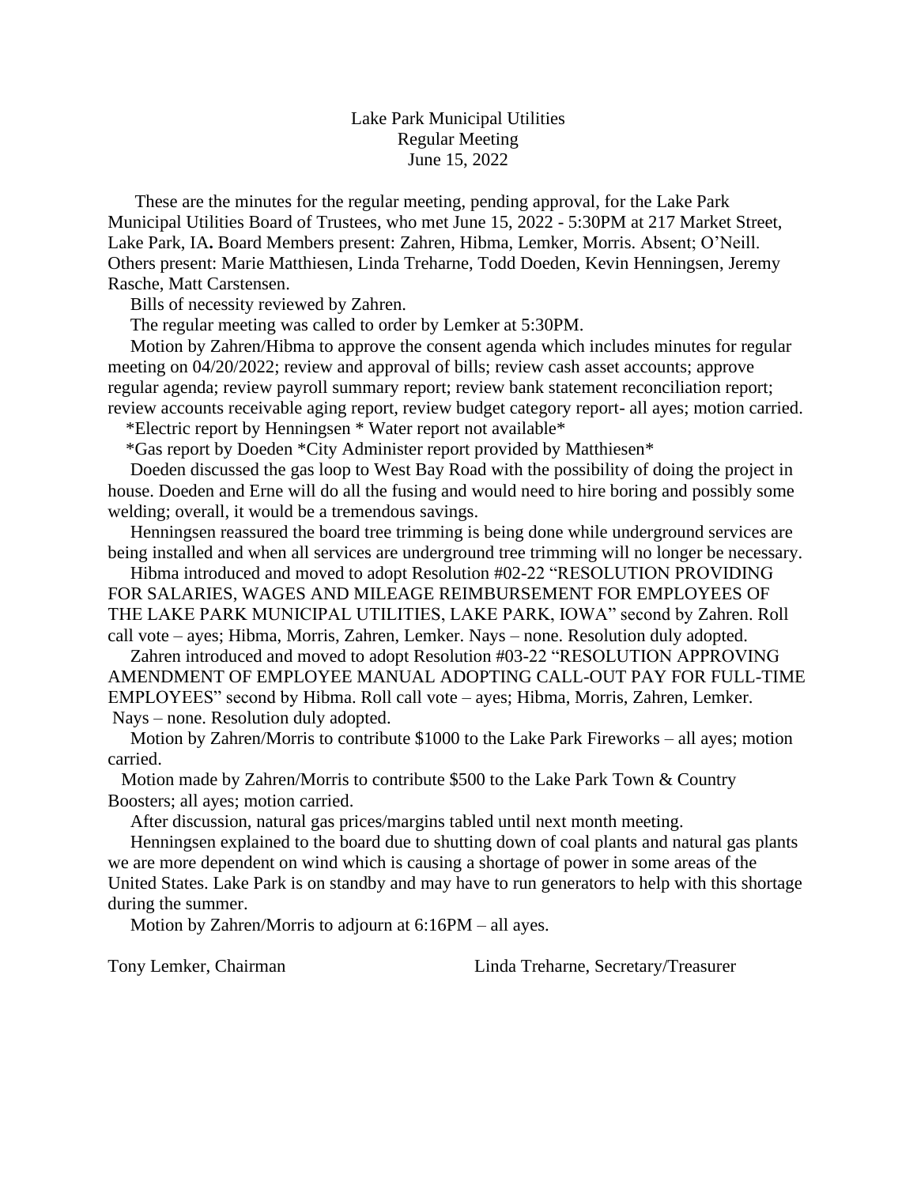Lake Park Municipal Utilities
Regular Meeting
June 15, 2022

These are the minutes for the regular meeting, pending approval, for the Lake Park Municipal Utilities Board of Trustees, who met June 15, 2022 - 5:30PM at 217 Market Street, Lake Park, IA**.** Board Members present: Zahren, Hibma, Lemker, Morris. Absent; O'Neill. Others present: Marie Matthiesen, Linda Treharne, Todd Doeden, Kevin Henningsen, Jeremy Rasche, Matt Carstensen.

Bills of necessity reviewed by Zahren.

The regular meeting was called to order by Lemker at 5:30PM.

Motion by Zahren/Hibma to approve the consent agenda which includes minutes for regular meeting on 04/20/2022; review and approval of bills; review cash asset accounts; approve regular agenda; review payroll summary report; review bank statement reconciliation report; review accounts receivable aging report, review budget category report- all ayes; motion carried.

*Electric report by Henningsen * Water report not available*

*Gas report by Doeden *City Administer report provided by Matthiesen*

Doeden discussed the gas loop to West Bay Road with the possibility of doing the project in house. Doeden and Erne will do all the fusing and would need to hire boring and possibly some welding; overall, it would be a tremendous savings.

Henningsen reassured the board tree trimming is being done while underground services are being installed and when all services are underground tree trimming will no longer be necessary.

Hibma introduced and moved to adopt Resolution #02-22 "RESOLUTION PROVIDING FOR SALARIES, WAGES AND MILEAGE REIMBURSEMENT FOR EMPLOYEES OF THE LAKE PARK MUNICIPAL UTILITIES, LAKE PARK, IOWA" second by Zahren. Roll call vote – ayes; Hibma, Morris, Zahren, Lemker. Nays – none. Resolution duly adopted.

Zahren introduced and moved to adopt Resolution #03-22 "RESOLUTION APPROVING AMENDMENT OF EMPLOYEE MANUAL ADOPTING CALL-OUT PAY FOR FULL-TIME EMPLOYEES" second by Hibma. Roll call vote – ayes; Hibma, Morris, Zahren, Lemker. Nays – none. Resolution duly adopted.

Motion by Zahren/Morris to contribute $1000 to the Lake Park Fireworks – all ayes; motion carried.

Motion made by Zahren/Morris to contribute $500 to the Lake Park Town & Country Boosters; all ayes; motion carried.

After discussion, natural gas prices/margins tabled until next month meeting.

Henningsen explained to the board due to shutting down of coal plants and natural gas plants we are more dependent on wind which is causing a shortage of power in some areas of the United States. Lake Park is on standby and may have to run generators to help with this shortage during the summer.

Motion by Zahren/Morris to adjourn at 6:16PM – all ayes.

Tony Lemker, Chairman　　　　　　Linda Treharne, Secretary/Treasurer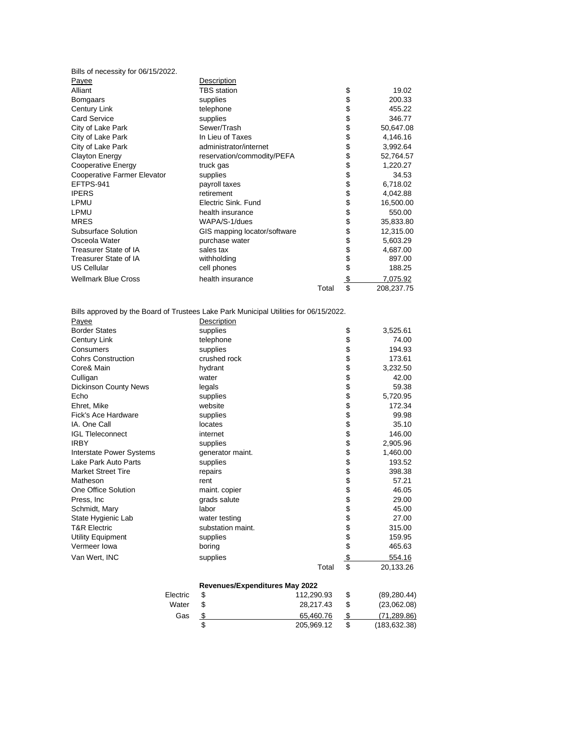Bills of necessity for 06/15/2022.

| Payee | Description | | |
|---|---|---|---|
| Alliant | TBS station | | $ 19.02 |
| Bomgaars | supplies | | $ 200.33 |
| Century Link | telephone | | $ 455.22 |
| Card Service | supplies | | $ 346.77 |
| City of Lake Park | Sewer/Trash | | $ 50,647.08 |
| City of Lake Park | In Lieu of Taxes | | $ 4,146.16 |
| City of Lake Park | administrator/internet | | $ 3,992.64 |
| Clayton Energy | reservation/commodity/PEFA | | $ 52,764.57 |
| Cooperative Energy | truck gas | | $ 1,220.27 |
| Cooperative Farmer Elevator | supplies | | $ 34.53 |
| EFTPS-941 | payroll taxes | | $ 6,718.02 |
| IPERS | retirement | | $ 4,042.88 |
| LPMU | Electric Sink. Fund | | $ 16,500.00 |
| LPMU | health insurance | | $ 550.00 |
| MRES | WAPA/S-1/dues | | $ 35,833.80 |
| Subsurface Solution | GIS mapping locator/software | | $ 12,315.00 |
| Osceola Water | purchase water | | $ 5,603.29 |
| Treasurer State of IA | sales tax | | $ 4,687.00 |
| Treasurer State of IA | withholding | | $ 897.00 |
| US Cellular | cell phones | | $ 188.25 |
| Wellmark Blue Cross | health insurance | | $ 7,075.92 |
| | | Total | $ 208,237.75 |

Bills approved by the Board of Trustees Lake Park Municipal Utilities for 06/15/2022.

| Payee | Description | | |
|---|---|---|---|
| Border States | supplies | | $ 3,525.61 |
| Century Link | telephone | | $ 74.00 |
| Consumers | supplies | | $ 194.93 |
| Cohrs Construction | crushed rock | | $ 173.61 |
| Core& Main | hydrant | | $ 3,232.50 |
| Culligan | water | | $ 42.00 |
| Dickinson County News | legals | | $ 59.38 |
| Echo | supplies | | $ 5,720.95 |
| Ehret, Mike | website | | $ 172.34 |
| Fick's Ace Hardware | supplies | | $ 99.98 |
| IA. One Call | locates | | $ 35.10 |
| IGL Tleleconnect | internet | | $ 146.00 |
| IRBY | supplies | | $ 2,905.96 |
| Interstate Power Systems | generator maint. | | $ 1,460.00 |
| Lake Park Auto Parts | supplies | | $ 193.52 |
| Market Street Tire | repairs | | $ 398.38 |
| Matheson | rent | | $ 57.21 |
| One Office Solution | maint. copier | | $ 46.05 |
| Press, Inc | grads salute | | $ 29.00 |
| Schmidt, Mary | labor | | $ 45.00 |
| State Hygienic Lab | water testing | | $ 27.00 |
| T&R Electric | substation maint. | | $ 315.00 |
| Utility Equipment | supplies | | $ 159.95 |
| Vermeer Iowa | boring | | $ 465.63 |
| Van Wert, INC | supplies | | $ 554.16 |
| | | Total | $ 20,133.26 |

**Revenues/Expenditures May 2022**

| | | |
|---|---|---|
| Electric | $ 112,290.93 | $ (89,280.44) |
| Water | $ 28,217.43 | $ (23,062.08) |
| Gas | $ 65,460.76 | $ (71,289.86) |
| | $ 205,969.12 | $ (183,632.38) |